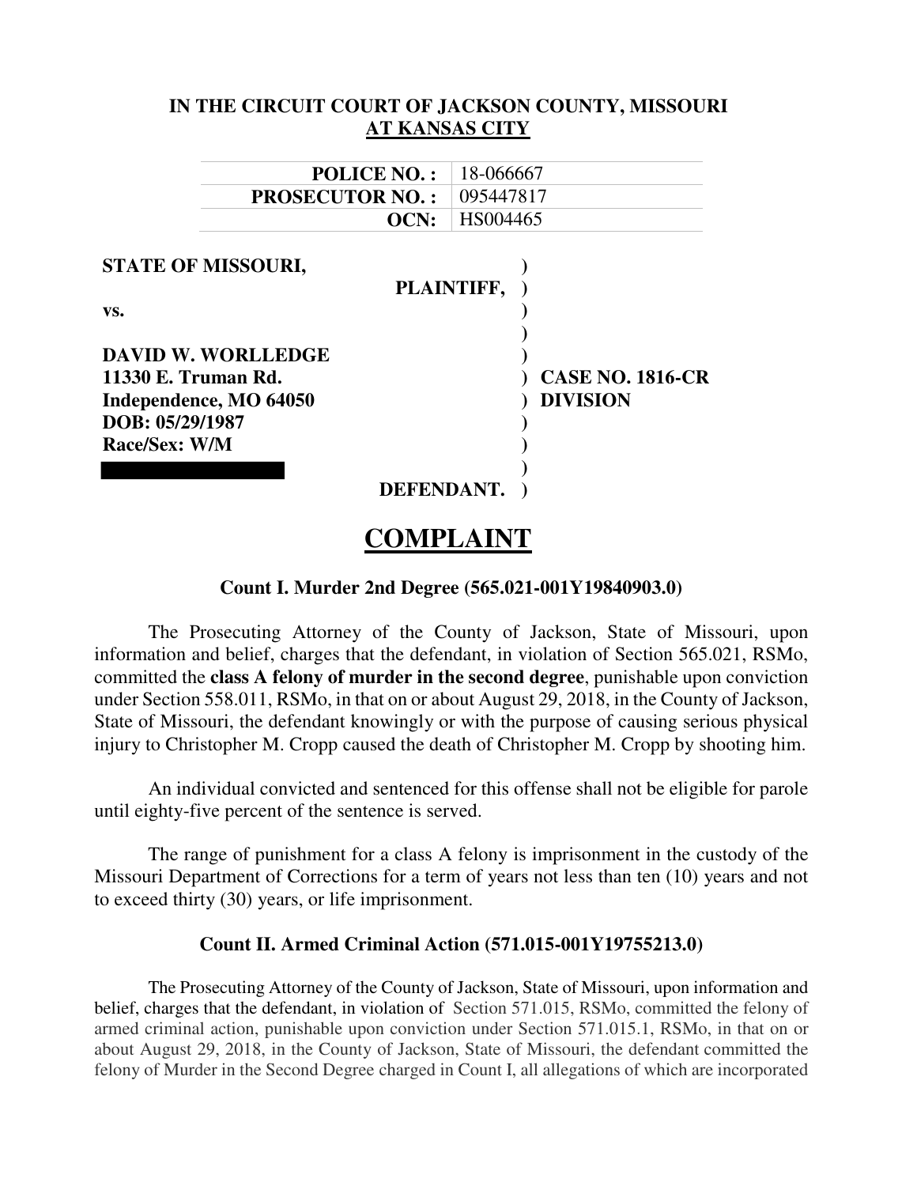**IN THE CIRCUIT COURT OF JACKSON COUNTY, MISSOURI**
**AT KANSAS CITY**

| | |
|---|---|
| **POLICE NO. :** | 18-066667 |
| **PROSECUTOR NO. :** | 095447817 |
| **OCN:** | HS004465 |

**STATE OF MISSOURI,**
**PLAINTIFF,**

**vs.**

**DAVID W. WORLLEDGE**
**11330 E. Truman Rd.**
**Independence, MO 64050**
**DOB: 05/29/1987**
**Race/Sex: W/M**

**DEFENDANT.**

**CASE NO. 1816-CR**
**DIVISION**

# COMPLAINT

### Count I. Murder 2nd Degree (565.021-001Y19840903.0)

The Prosecuting Attorney of the County of Jackson, State of Missouri, upon information and belief, charges that the defendant, in violation of Section 565.021, RSMo, committed the **class A felony of murder in the second degree**, punishable upon conviction under Section 558.011, RSMo, in that on or about August 29, 2018, in the County of Jackson, State of Missouri, the defendant knowingly or with the purpose of causing serious physical injury to Christopher M. Cropp caused the death of Christopher M. Cropp by shooting him.

An individual convicted and sentenced for this offense shall not be eligible for parole until eighty-five percent of the sentence is served.

The range of punishment for a class A felony is imprisonment in the custody of the Missouri Department of Corrections for a term of years not less than ten (10) years and not to exceed thirty (30) years, or life imprisonment.

### Count II. Armed Criminal Action (571.015-001Y19755213.0)

The Prosecuting Attorney of the County of Jackson, State of Missouri, upon information and belief, charges that the defendant, in violation of Section 571.015, RSMo, committed the felony of armed criminal action, punishable upon conviction under Section 571.015.1, RSMo, in that on or about August 29, 2018, in the County of Jackson, State of Missouri, the defendant committed the felony of Murder in the Second Degree charged in Count I, all allegations of which are incorporated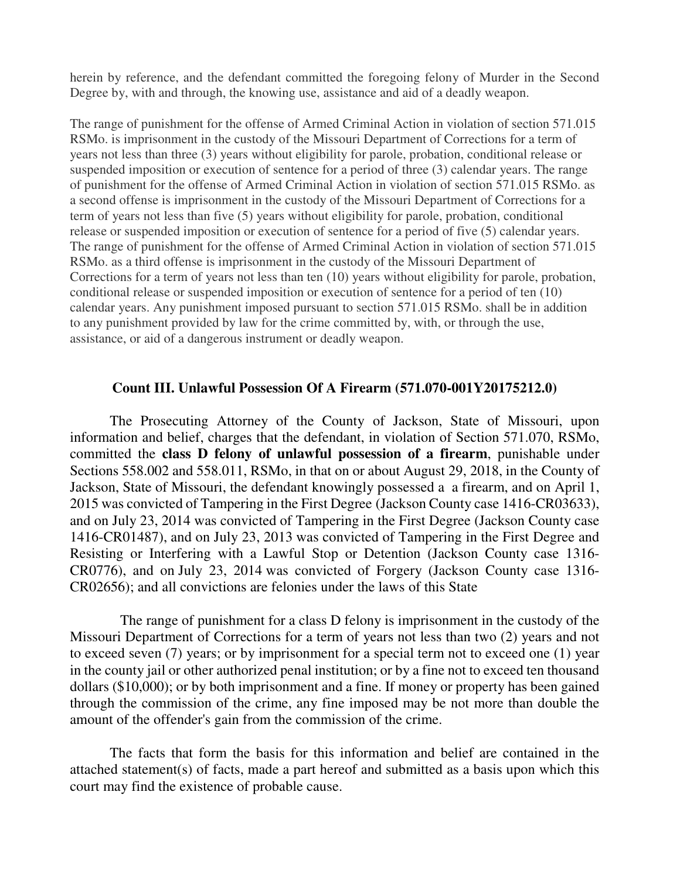herein by reference, and the defendant committed the foregoing felony of Murder in the Second Degree by, with and through, the knowing use, assistance and aid of a deadly weapon.

The range of punishment for the offense of Armed Criminal Action in violation of section 571.015 RSMo. is imprisonment in the custody of the Missouri Department of Corrections for a term of years not less than three (3) years without eligibility for parole, probation, conditional release or suspended imposition or execution of sentence for a period of three (3) calendar years. The range of punishment for the offense of Armed Criminal Action in violation of section 571.015 RSMo. as a second offense is imprisonment in the custody of the Missouri Department of Corrections for a term of years not less than five (5) years without eligibility for parole, probation, conditional release or suspended imposition or execution of sentence for a period of five (5) calendar years. The range of punishment for the offense of Armed Criminal Action in violation of section 571.015 RSMo. as a third offense is imprisonment in the custody of the Missouri Department of Corrections for a term of years not less than ten (10) years without eligibility for parole, probation, conditional release or suspended imposition or execution of sentence for a period of ten (10) calendar years. Any punishment imposed pursuant to section 571.015 RSMo. shall be in addition to any punishment provided by law for the crime committed by, with, or through the use, assistance, or aid of a dangerous instrument or deadly weapon.

**Count III. Unlawful Possession Of A Firearm (571.070-001Y20175212.0)**

The Prosecuting Attorney of the County of Jackson, State of Missouri, upon information and belief, charges that the defendant, in violation of Section 571.070, RSMo, committed the **class D felony of unlawful possession of a firearm**, punishable under Sections 558.002 and 558.011, RSMo, in that on or about August 29, 2018, in the County of Jackson, State of Missouri, the defendant knowingly possessed a firearm, and on April 1, 2015 was convicted of Tampering in the First Degree (Jackson County case 1416-CR03633), and on July 23, 2014 was convicted of Tampering in the First Degree (Jackson County case 1416-CR01487), and on July 23, 2013 was convicted of Tampering in the First Degree and Resisting or Interfering with a Lawful Stop or Detention (Jackson County case 1316-CR0776), and on July 23, 2014 was convicted of Forgery (Jackson County case 1316-CR02656); and all convictions are felonies under the laws of this State

The range of punishment for a class D felony is imprisonment in the custody of the Missouri Department of Corrections for a term of years not less than two (2) years and not to exceed seven (7) years; or by imprisonment for a special term not to exceed one (1) year in the county jail or other authorized penal institution; or by a fine not to exceed ten thousand dollars ($10,000); or by both imprisonment and a fine. If money or property has been gained through the commission of the crime, any fine imposed may be not more than double the amount of the offender's gain from the commission of the crime.

The facts that form the basis for this information and belief are contained in the attached statement(s) of facts, made a part hereof and submitted as a basis upon which this court may find the existence of probable cause.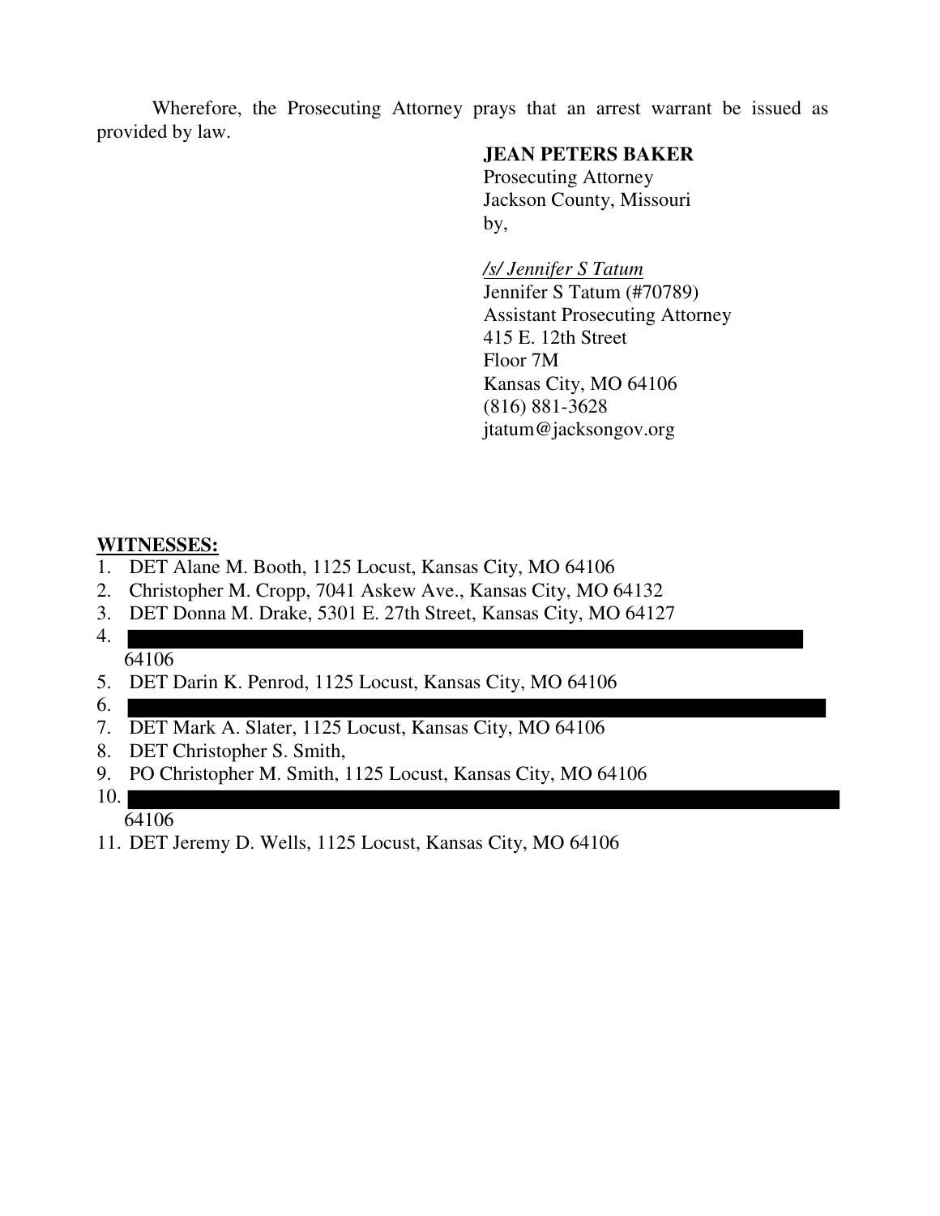Wherefore, the Prosecuting Attorney prays that an arrest warrant be issued as provided by law.

**JEAN PETERS BAKER**
Prosecuting Attorney
Jackson County, Missouri
by,

*/s/ Jennifer S Tatum*
Jennifer S Tatum (#70789)
Assistant Prosecuting Attorney
415 E. 12th Street
Floor 7M
Kansas City, MO 64106
(816) 881-3628
jtatum@jacksongov.org

**WITNESSES:**

1. DET Alane M. Booth, 1125 Locust, Kansas City, MO 64106
2. Christopher M. Cropp, 7041 Askew Ave., Kansas City, MO 64132
3. DET Donna M. Drake, 5301 E. 27th Street, Kansas City, MO 64127
4. [REDACTED] 64106
5. DET Darin K. Penrod, 1125 Locust, Kansas City, MO 64106
6. [REDACTED]
7. DET Mark A. Slater, 1125 Locust, Kansas City, MO 64106
8. DET Christopher S. Smith,
9. PO Christopher M. Smith, 1125 Locust, Kansas City, MO 64106
10. [REDACTED] 64106
11. DET Jeremy D. Wells, 1125 Locust, Kansas City, MO 64106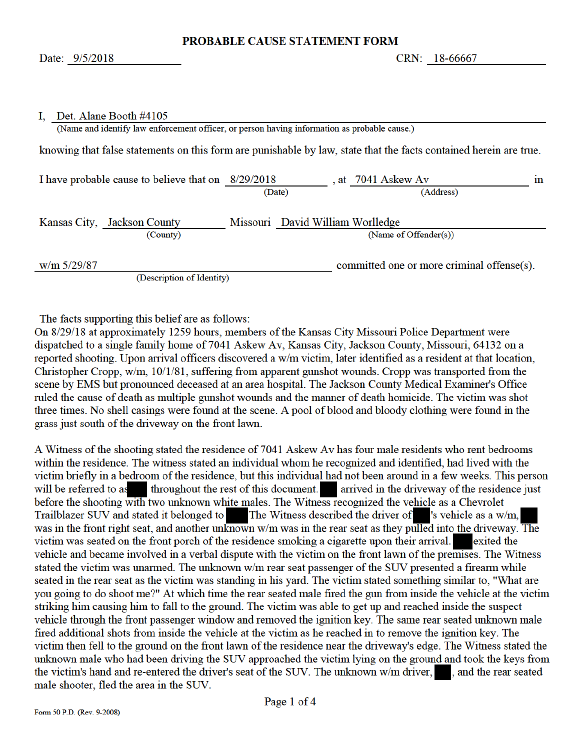# PROBABLE CAUSE STATEMENT FORM

Date: 9/5/2018 CRN: 18-66667

I, Det. Alane Booth #4105
(Name and identify law enforcement officer, or person having information as probable cause.)

knowing that false statements on this form are punishable by law, state that the facts contained herein are true.

I have probable cause to believe that on 8/29/2018 (Date), at 7041 Askew Av (Address) in

Kansas City, Jackson County (County) Missouri David William Worlledge (Name of Offender(s))

w/m 5/29/87 (Description of Identity) committed one or more criminal offense(s).

The facts supporting this belief are as follows:

On 8/29/18 at approximately 1259 hours, members of the Kansas City Missouri Police Department were dispatched to a single family home of 7041 Askew Av, Kansas City, Jackson County, Missouri, 64132 on a reported shooting. Upon arrival officers discovered a w/m victim, later identified as a resident at that location, Christopher Cropp, w/m, 10/1/81, suffering from apparent gunshot wounds. Cropp was transported from the scene by EMS but pronounced deceased at an area hospital. The Jackson County Medical Examiner's Office ruled the cause of death as multiple gunshot wounds and the manner of death homicide. The victim was shot three times. No shell casings were found at the scene. A pool of blood and bloody clothing were found in the grass just south of the driveway on the front lawn.

A Witness of the shooting stated the residence of 7041 Askew Av has four male residents who rent bedrooms within the residence. The witness stated an individual whom he recognized and identified, had lived with the victim briefly in a bedroom of the residence, but this individual had not been around in a few weeks. This person will be referred to as [REDACTED] throughout the rest of this document. [REDACTED] arrived in the driveway of the residence just before the shooting with two unknown white males. The Witness recognized the vehicle as a Chevrolet Trailblazer SUV and stated it belonged to [REDACTED] The Witness described the driver of [REDACTED]'s vehicle as a w/m, [REDACTED] was in the front right seat, and another unknown w/m was in the rear seat as they pulled into the driveway. The victim was seated on the front porch of the residence smoking a cigarette upon their arrival. [REDACTED] exited the vehicle and became involved in a verbal dispute with the victim on the front lawn of the premises. The Witness stated the victim was unarmed. The unknown w/m rear seat passenger of the SUV presented a firearm while seated in the rear seat as the victim was standing in his yard. The victim stated something similar to, "What are you going to do shoot me?" At which time the rear seated male fired the gun from inside the vehicle at the victim striking him causing him to fall to the ground. The victim was able to get up and reached inside the suspect vehicle through the front passenger window and removed the ignition key. The same rear seated unknown male fired additional shots from inside the vehicle at the victim as he reached in to remove the ignition key. The victim then fell to the ground on the front lawn of the residence near the driveway's edge. The Witness stated the unknown male who had been driving the SUV approached the victim lying on the ground and took the keys from the victim's hand and re-entered the driver's seat of the SUV. The unknown w/m driver, [REDACTED], and the rear seated male shooter, fled the area in the SUV.

Form 50 P.D. (Rev. 9-2008)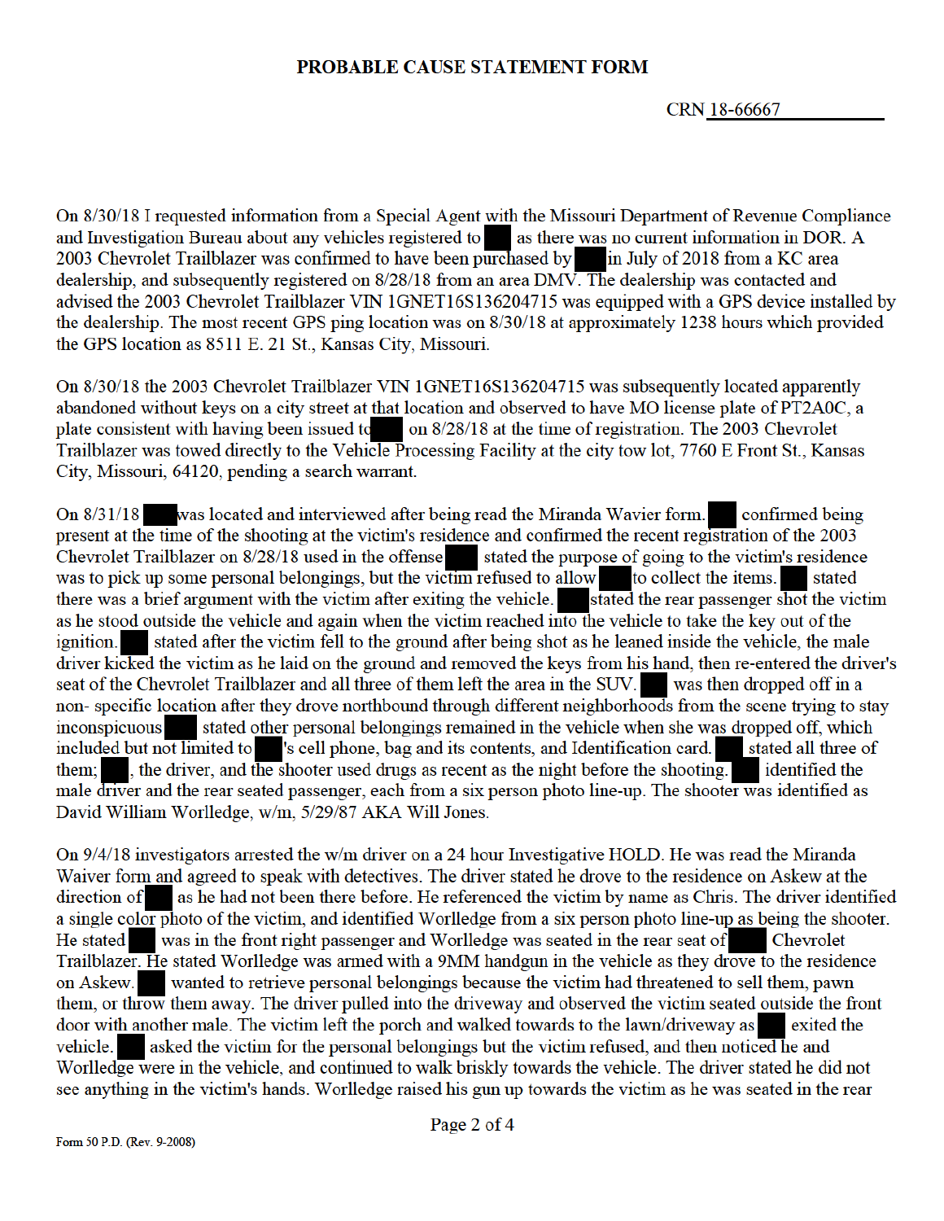# PROBABLE CAUSE STATEMENT FORM

CRN 18-66667

On 8/30/18 I requested information from a Special Agent with the Missouri Department of Revenue Compliance and Investigation Bureau about any vehicles registered to ██ as there was no current information in DOR. A 2003 Chevrolet Trailblazer was confirmed to have been purchased by ██ in July of 2018 from a KC area dealership, and subsequently registered on 8/28/18 from an area DMV. The dealership was contacted and advised the 2003 Chevrolet Trailblazer VIN 1GNET16S136204715 was equipped with a GPS device installed by the dealership. The most recent GPS ping location was on 8/30/18 at approximately 1238 hours which provided the GPS location as 8511 E. 21 St., Kansas City, Missouri.

On 8/30/18 the 2003 Chevrolet Trailblazer VIN 1GNET16S136204715 was subsequently located apparently abandoned without keys on a city street at that location and observed to have MO license plate of PT2A0C, a plate consistent with having been issued to ██ on 8/28/18 at the time of registration. The 2003 Chevrolet Trailblazer was towed directly to the Vehicle Processing Facility at the city tow lot, 7760 E Front St., Kansas City, Missouri, 64120, pending a search warrant.

On 8/31/18 ██ was located and interviewed after being read the Miranda Wavier form. ██ confirmed being present at the time of the shooting at the victim's residence and confirmed the recent registration of the 2003 Chevrolet Trailblazer on 8/28/18 used in the offense ██ stated the purpose of going to the victim's residence was to pick up some personal belongings, but the victim refused to allow ██ to collect the items. ██ stated there was a brief argument with the victim after exiting the vehicle. ██ stated the rear passenger shot the victim as he stood outside the vehicle and again when the victim reached into the vehicle to take the key out of the ignition. ██ stated after the victim fell to the ground after being shot as he leaned inside the vehicle, the male driver kicked the victim as he laid on the ground and removed the keys from his hand, then re-entered the driver's seat of the Chevrolet Trailblazer and all three of them left the area in the SUV. ██ was then dropped off in a non- specific location after they drove northbound through different neighborhoods from the scene trying to stay inconspicuous ██ stated other personal belongings remained in the vehicle when she was dropped off, which included but not limited to ██'s cell phone, bag and its contents, and Identification card. ██ stated all three of them; ██, the driver, and the shooter used drugs as recent as the night before the shooting. ██ identified the male driver and the rear seated passenger, each from a six person photo line-up. The shooter was identified as David William Worlledge, w/m, 5/29/87 AKA Will Jones.

On 9/4/18 investigators arrested the w/m driver on a 24 hour Investigative HOLD. He was read the Miranda Waiver form and agreed to speak with detectives. The driver stated he drove to the residence on Askew at the direction of ██ as he had not been there before. He referenced the victim by name as Chris. The driver identified a single color photo of the victim, and identified Worlledge from a six person photo line-up as being the shooter. He stated ██ was in the front right passenger and Worlledge was seated in the rear seat of ██ Chevrolet Trailblazer. He stated Worlledge was armed with a 9MM handgun in the vehicle as they drove to the residence on Askew. ██ wanted to retrieve personal belongings because the victim had threatened to sell them, pawn them, or throw them away. The driver pulled into the driveway and observed the victim seated outside the front door with another male. The victim left the porch and walked towards to the lawn/driveway as ██ exited the vehicle. ██ asked the victim for the personal belongings but the victim refused, and then noticed he and Worlledge were in the vehicle, and continued to walk briskly towards the vehicle. The driver stated he did not see anything in the victim's hands. Worlledge raised his gun up towards the victim as he was seated in the rear

Form 50 P.D. (Rev. 9-2008)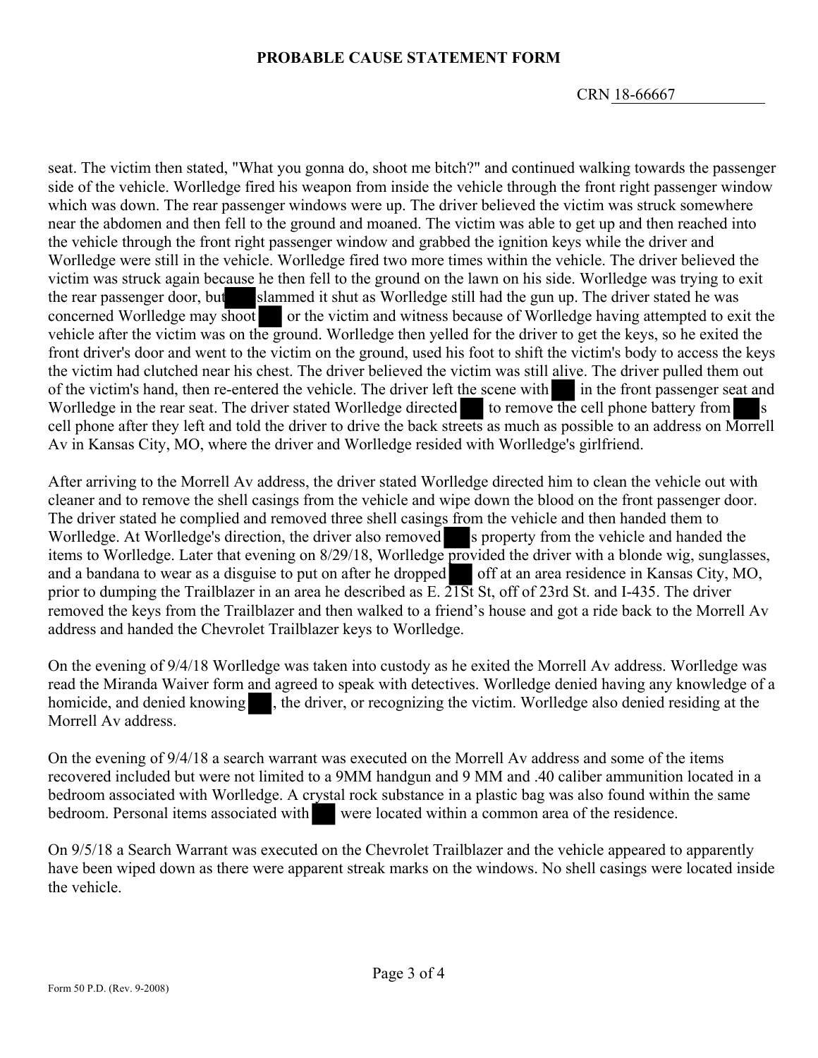**PROBABLE CAUSE STATEMENT FORM**

CRN 18-66667

seat. The victim then stated, "What you gonna do, shoot me bitch?" and continued walking towards the passenger side of the vehicle. Worlledge fired his weapon from inside the vehicle through the front right passenger window which was down. The rear passenger windows were up. The driver believed the victim was struck somewhere near the abdomen and then fell to the ground and moaned. The victim was able to get up and then reached into the vehicle through the front right passenger window and grabbed the ignition keys while the driver and Worlledge were still in the vehicle. Worlledge fired two more times within the vehicle. The driver believed the victim was struck again because he then fell to the ground on the lawn on his side. Worlledge was trying to exit the rear passenger door, but ███ slammed it shut as Worlledge still had the gun up. The driver stated he was concerned Worlledge may shoot ███ or the victim and witness because of Worlledge having attempted to exit the vehicle after the victim was on the ground. Worlledge then yelled for the driver to get the keys, so he exited the front driver's door and went to the victim on the ground, used his foot to shift the victim's body to access the keys the victim had clutched near his chest. The driver believed the victim was still alive. The driver pulled them out of the victim's hand, then re-entered the vehicle. The driver left the scene with ███ in the front passenger seat and Worlledge in the rear seat. The driver stated Worlledge directed ███ to remove the cell phone battery from ███s cell phone after they left and told the driver to drive the back streets as much as possible to an address on Morrell Av in Kansas City, MO, where the driver and Worlledge resided with Worlledge's girlfriend.

After arriving to the Morrell Av address, the driver stated Worlledge directed him to clean the vehicle out with cleaner and to remove the shell casings from the vehicle and wipe down the blood on the front passenger door. The driver stated he complied and removed three shell casings from the vehicle and then handed them to Worlledge. At Worlledge's direction, the driver also removed ███s property from the vehicle and handed the items to Worlledge. Later that evening on 8/29/18, Worlledge provided the driver with a blonde wig, sunglasses, and a bandana to wear as a disguise to put on after he dropped ███ off at an area residence in Kansas City, MO, prior to dumping the Trailblazer in an area he described as E. 21St St, off of 23rd St. and I-435. The driver removed the keys from the Trailblazer and then walked to a friend's house and got a ride back to the Morrell Av address and handed the Chevrolet Trailblazer keys to Worlledge.

On the evening of 9/4/18 Worlledge was taken into custody as he exited the Morrell Av address. Worlledge was read the Miranda Waiver form and agreed to speak with detectives. Worlledge denied having any knowledge of a homicide, and denied knowing ███, the driver, or recognizing the victim. Worlledge also denied residing at the Morrell Av address.

On the evening of 9/4/18 a search warrant was executed on the Morrell Av address and some of the items recovered included but were not limited to a 9MM handgun and 9 MM and .40 caliber ammunition located in a bedroom associated with Worlledge. A crystal rock substance in a plastic bag was also found within the same bedroom. Personal items associated with ███ were located within a common area of the residence.

On 9/5/18 a Search Warrant was executed on the Chevrolet Trailblazer and the vehicle appeared to apparently have been wiped down as there were apparent streak marks on the windows. No shell casings were located inside the vehicle.

Form 50 P.D. (Rev. 9-2008)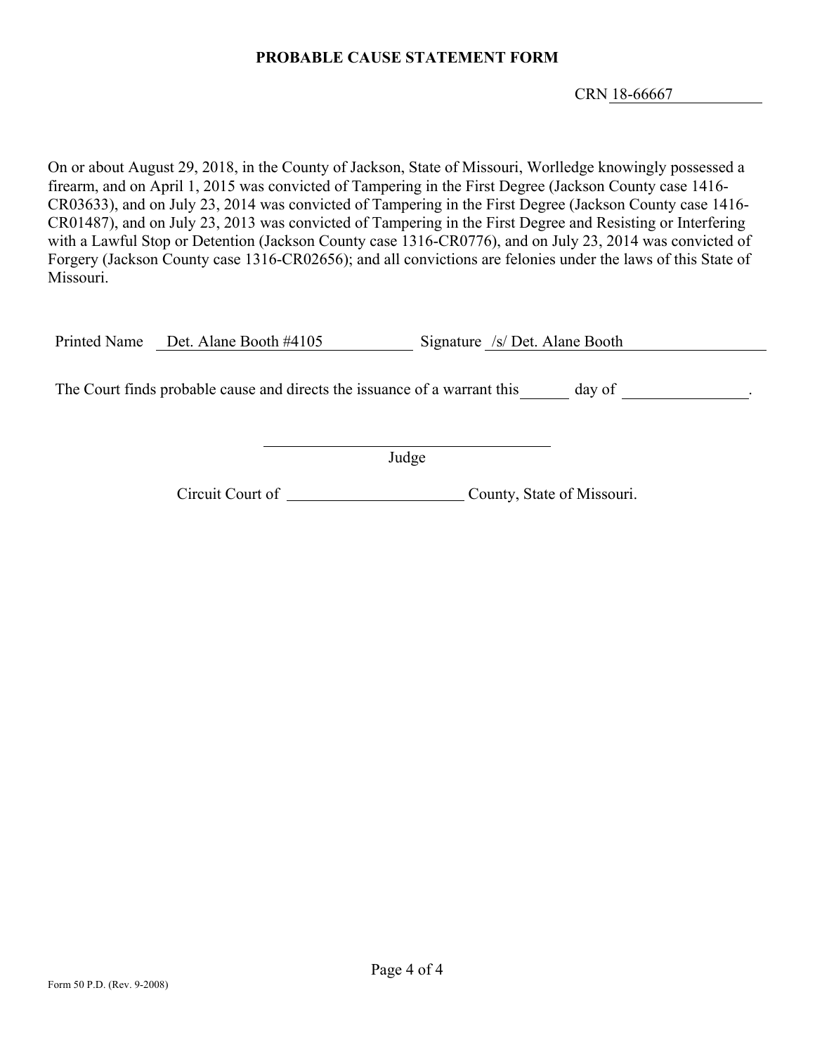**PROBABLE CAUSE STATEMENT FORM**

CRN 18-66667

On or about August 29, 2018, in the County of Jackson, State of Missouri, Worlledge knowingly possessed a firearm, and on April 1, 2015 was convicted of Tampering in the First Degree (Jackson County case 1416-CR03633), and on July 23, 2014 was convicted of Tampering in the First Degree (Jackson County case 1416-CR01487), and on July 23, 2013 was convicted of Tampering in the First Degree and Resisting or Interfering with a Lawful Stop or Detention (Jackson County case 1316-CR0776), and on July 23, 2014 was convicted of Forgery (Jackson County case 1316-CR02656); and all convictions are felonies under the laws of this State of Missouri.

Printed Name Det. Alane Booth #4105 Signature /s/ Det. Alane Booth

The Court finds probable cause and directs the issuance of a warrant this ______ day of ______________.

_______________________________
Judge

Circuit Court of ____________________ County, State of Missouri.

Form 50 P.D. (Rev. 9-2008)